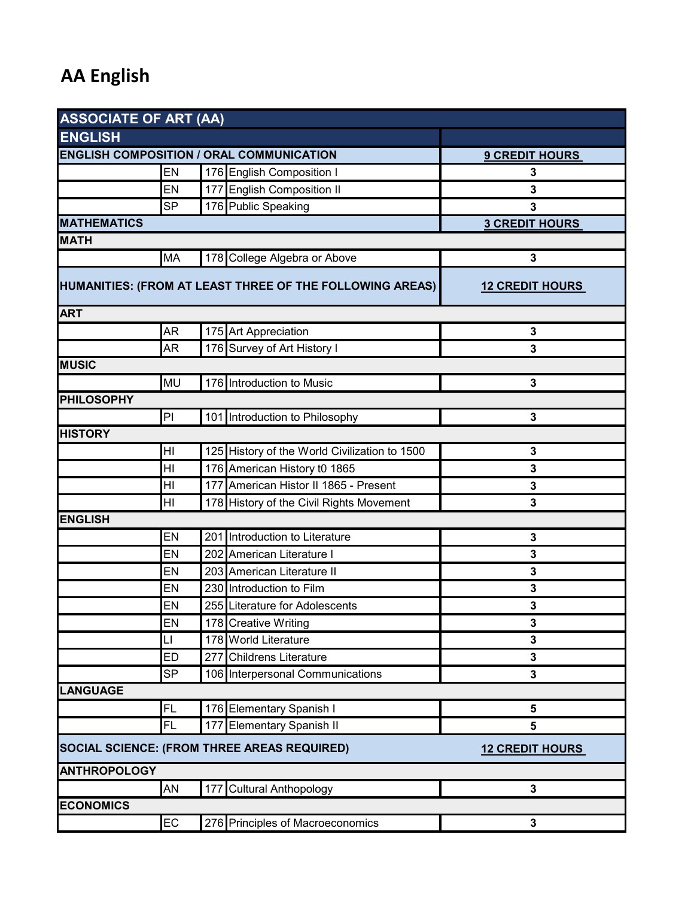# AA English

| ASSOCIATE OF ART (AA) | | | | |
|---|---|---|---|---|
| **ENGLISH** | | | | |
| **ENGLISH COMPOSITION / ORAL COMMUNICATION** | | | | **9 CREDIT HOURS** |
| | EN | 176 | English Composition I | 3 |
| | EN | 177 | English Composition II | 3 |
| | SP | 176 | Public Speaking | 3 |
| **MATHEMATICS** | | | | **3 CREDIT HOURS** |
| **MATH** | | | | |
| | MA | 178 | College Algebra or Above | 3 |
| **HUMANITIES: (FROM AT LEAST THREE OF THE FOLLOWING AREAS)** | | | | **12 CREDIT HOURS** |
| **ART** | | | | |
| | AR | 175 | Art Appreciation | 3 |
| | AR | 176 | Survey of Art History I | 3 |
| **MUSIC** | | | | |
| | MU | 176 | Introduction to Music | 3 |
| **PHILOSOPHY** | | | | |
| | PI | 101 | Introduction to Philosophy | 3 |
| **HISTORY** | | | | |
| | HI | 125 | History of the World Civilization to 1500 | 3 |
| | HI | 176 | American History t0 1865 | 3 |
| | HI | 177 | American Histor II 1865 - Present | 3 |
| | HI | 178 | History of the Civil Rights Movement | 3 |
| **ENGLISH** | | | | |
| | EN | 201 | Introduction to Literature | 3 |
| | EN | 202 | American Literature I | 3 |
| | EN | 203 | American Literature II | 3 |
| | EN | 230 | Introduction to Film | 3 |
| | EN | 255 | Literature for Adolescents | 3 |
| | EN | 178 | Creative Writing | 3 |
| | LI | 178 | World Literature | 3 |
| | ED | 277 | Childrens Literature | 3 |
| | SP | 106 | Interpersonal Communications | 3 |
| **LANGUAGE** | | | | |
| | FL | 176 | Elementary Spanish I | 5 |
| | FL | 177 | Elementary Spanish II | 5 |
| **SOCIAL SCIENCE: (FROM THREE AREAS REQUIRED)** | | | | **12 CREDIT HOURS** |
| **ANTHROPOLOGY** | | | | |
| | AN | 177 | Cultural Anthopology | 3 |
| **ECONOMICS** | | | | |
| | EC | 276 | Principles of Macroeconomics | 3 |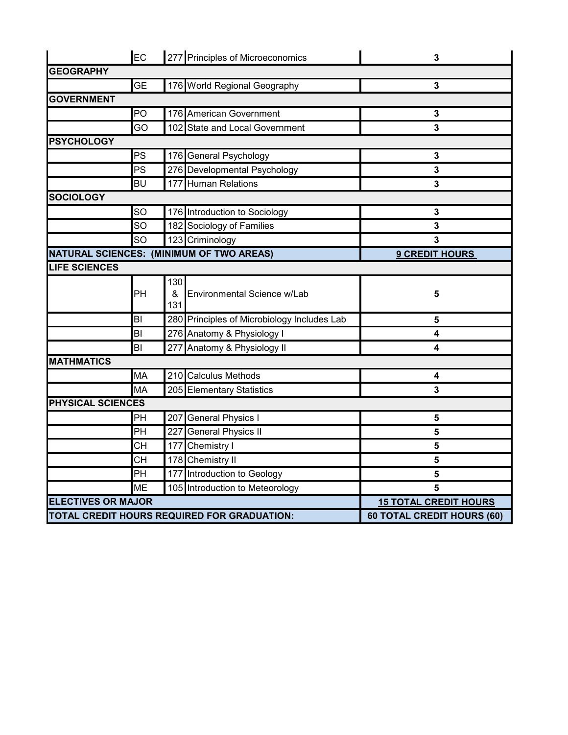| | | | | |
|---|---|---|---|---|
| | EC | 277 | Principles of Microeconomics | **3** |
| **GEOGRAPHY** | | | | |
| | GE | 176 | World Regional Geography | **3** |
| **GOVERNMENT** | | | | |
| | PO | 176 | American Government | **3** |
| | GO | 102 | State and Local Government | **3** |
| **PSYCHOLOGY** | | | | |
| | PS | 176 | General Psychology | **3** |
| | PS | 276 | Developmental Psychology | **3** |
| | BU | 177 | Human Relations | **3** |
| **SOCIOLOGY** | | | | |
| | SO | 176 | Introduction to Sociology | **3** |
| | SO | 182 | Sociology of Families | **3** |
| | SO | 123 | Criminology | **3** |
| **NATURAL SCIENCES: (MINIMUM OF TWO AREAS)** | | | | **9 CREDIT HOURS** |
| **LIFE SCIENCES** | | | | |
| | PH | 130 & 131 | Environmental Science w/Lab | **5** |
| | BI | 280 | Principles of Microbiology Includes Lab | **5** |
| | BI | 276 | Anatomy & Physiology I | **4** |
| | BI | 277 | Anatomy & Physiology II | **4** |
| **MATHMATICS** | | | | |
| | MA | 210 | Calculus Methods | **4** |
| | MA | 205 | Elementary Statistics | **3** |
| **PHYSICAL SCIENCES** | | | | |
| | PH | 207 | General Physics I | **5** |
| | PH | 227 | General Physics II | **5** |
| | CH | 177 | Chemistry I | **5** |
| | CH | 178 | Chemistry II | **5** |
| | PH | 177 | Introduction to Geology | **5** |
| | ME | 105 | Introduction to Meteorology | **5** |
| **ELECTIVES OR MAJOR** | | | | **15 TOTAL CREDIT HOURS** |
| **TOTAL CREDIT HOURS REQUIRED FOR GRADUATION:** | | | | **60 TOTAL CREDIT HOURS (60)** |